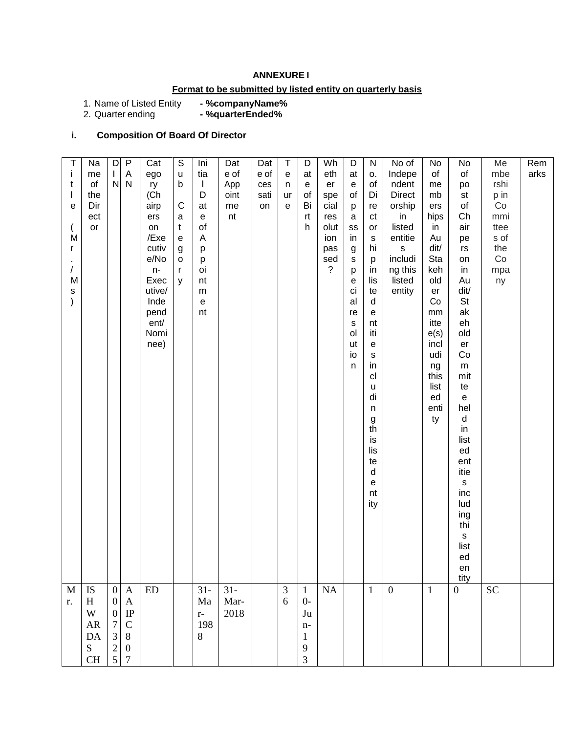## ANNEXURE I

**Format to be submitted by listed entity on quarterly basis**

1. Name of Listed Entity - **%companyName%**
2. Quarter ending - **%quarterEnded%**

**i. Composition Of Board Of Director**

| Title (Mr./Ms) | Name of the Director | DIN | PAN | Category (Chairperson /Executive/Non-Executive/Independent/ Nominee) | Sub Category | Initial Date of Appointment | Date of Appointment | Date of cessation | Tenure | Date of Birth | Whether special resolution passed? | Date of passing special resolution | No. of Directorships in listed entities including this listed entity | No of Independent Directorship in listed entities including this listed entity | No of memberships in Audit/ Stakeholder Committee(s) including this listed entity | No of post of Chairperson in Audit/ Stakeholder Committee held in listed entities including this listed entity | Membership in Committees of the Company | Remarks |
|---|---|---|---|---|---|---|---|---|---|---|---|---|---|---|---|---|---|---|
| Mr. | ISHWARDAS CH | 00007325 | AAIPC807 | ED | | 31-Mar-1988 | 31-Mar-2018 | | 36 | 10-Jun-193 | NA | | 1 | 0 | 1 | 0 | SC | |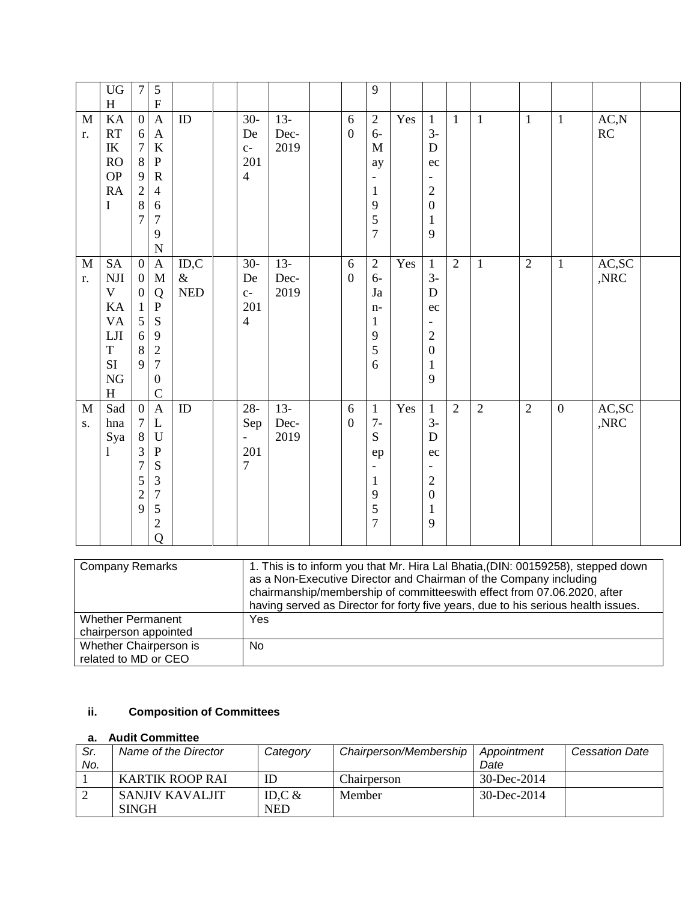| | UGH | 7 | 5F | | | | | | | 9 | | | | | | | | |
|---|---|---|---|---|---|---|---|---|---|---|---|---|---|---|---|---|---|---|
| Mr. | KARTIK ROOP RAI | 06789287 | AAKPR4679N | ID | | 30-Dec-2014 | 13-Dec-2019 | | 60 | 26-May-1957 | Yes | 13-Dec-2019 | 1 | 1 | 1 | 1 | AC,NRC | |
| Mr. | SANJIV KAVALJIT SINGH | 00015689 | AMQPS9270C | ID,C & NED | | 30-Dec-2014 | 13-Dec-2019 | | 60 | 26-Jan-1956 | Yes | 13-Dec-2019 | 2 | 1 | 2 | 1 | AC,SC,NRC | |
| Ms. | Sadhna Syal | 07837529 | ALUPS3752Q | ID | | 28-Sep-2017 | 13-Dec-2019 | | 60 | 17-Sep-1957 | Yes | 13-Dec-2019 | 2 | 2 | 2 | 0 | AC,SC,NRC | |

| Company Remarks | 1. This is to inform you that Mr. Hira Lal Bhatia,(DIN: 00159258), stepped down as a Non-Executive Director and Chairman of the Company including chairmanship/membership of committeeswith effect from 07.06.2020, after having served as Director for forty five years, due to his serious health issues. |
|---|---|
| Whether Permanent chairperson appointed | Yes |
| Whether Chairperson is related to MD or CEO | No |

### ii. Composition of Committees

#### a. Audit Committee

| *Sr. No.* | *Name of the Director* | *Category* | *Chairperson/Membership* | *Appointment Date* | *Cessation Date* |
|---|---|---|---|---|---|
| 1 | KARTIK ROOP RAI | ID | Chairperson | 30-Dec-2014 | |
| 2 | SANJIV KAVALJIT SINGH | ID,C & NED | Member | 30-Dec-2014 | |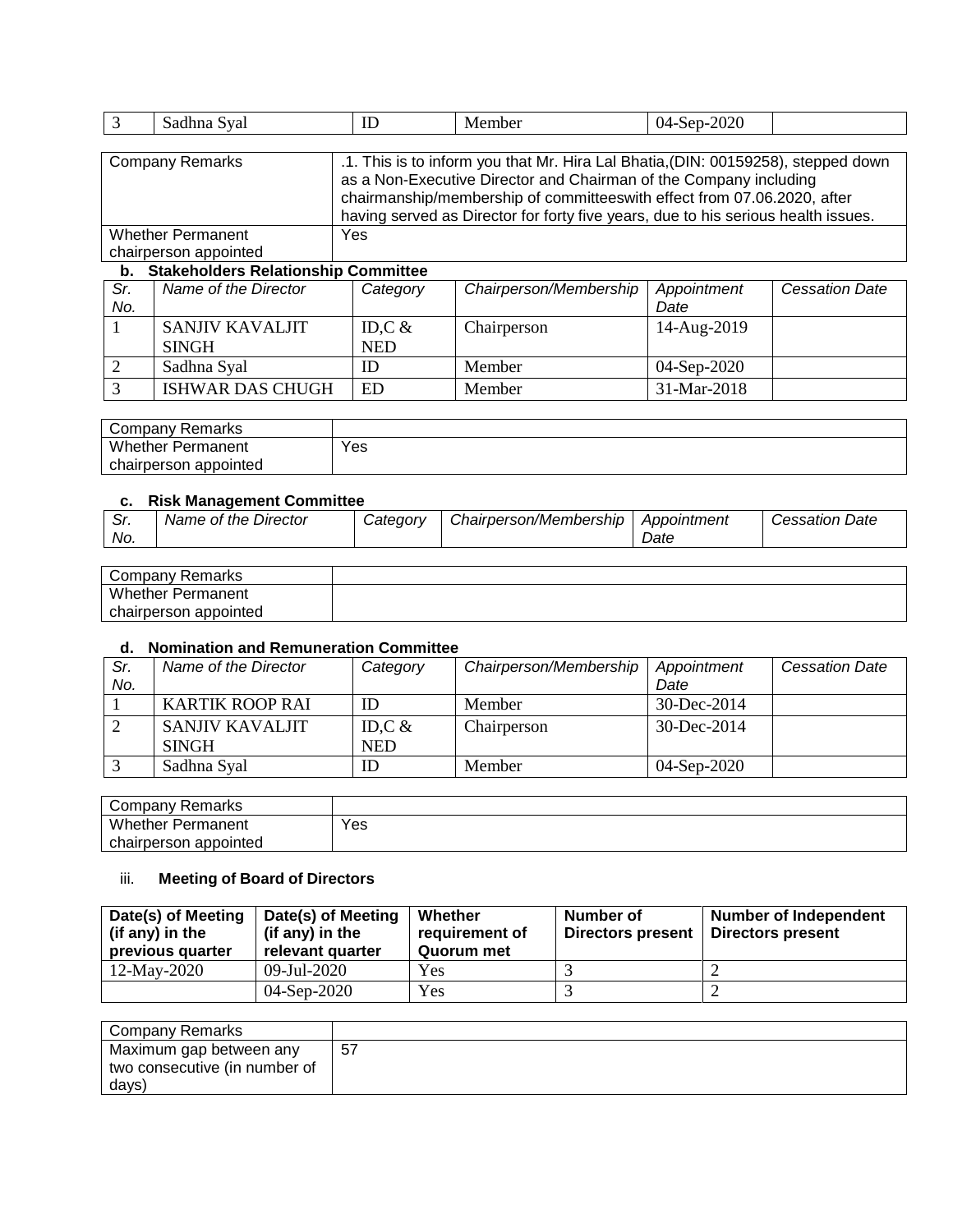| 3 | Sadhna Syal | ID | Member | 04-Sep-2020 | |
|---|---|---|---|---|---|

| Company Remarks | .1. This is to inform you that Mr. Hira Lal Bhatia,(DIN: 00159258), stepped down as a Non-Executive Director and Chairman of the Company including chairmanship/membership of committeeswith effect from 07.06.2020, after having served as Director for forty five years, due to his serious health issues. |
|---|---|
| Whether Permanent chairperson appointed | Yes |

**b. Stakeholders Relationship Committee**

| *Sr. No.* | *Name of the Director* | *Category* | *Chairperson/Membership* | *Appointment Date* | *Cessation Date* |
|---|---|---|---|---|---|
| 1 | SANJIV KAVALJIT SINGH | ID,C & NED | Chairperson | 14-Aug-2019 | |
| 2 | Sadhna Syal | ID | Member | 04-Sep-2020 | |
| 3 | ISHWAR DAS CHUGH | ED | Member | 31-Mar-2018 | |

| Company Remarks | |
|---|---|
| Whether Permanent chairperson appointed | Yes |

**c. Risk Management Committee**

| *Sr. No.* | *Name of the Director* | *Category* | *Chairperson/Membership* | *Appointment Date* | *Cessation Date* |
|---|---|---|---|---|---|

| Company Remarks | |
|---|---|
| Whether Permanent chairperson appointed | |

**d. Nomination and Remuneration Committee**

| *Sr. No.* | *Name of the Director* | *Category* | *Chairperson/Membership* | *Appointment Date* | *Cessation Date* |
|---|---|---|---|---|---|
| 1 | KARTIK ROOP RAI | ID | Member | 30-Dec-2014 | |
| 2 | SANJIV KAVALJIT SINGH | ID,C & NED | Chairperson | 30-Dec-2014 | |
| 3 | Sadhna Syal | ID | Member | 04-Sep-2020 | |

| Company Remarks | |
|---|---|
| Whether Permanent chairperson appointed | Yes |

iii. **Meeting of Board of Directors**

| **Date(s) of Meeting (if any) in the previous quarter** | **Date(s) of Meeting (if any) in the relevant quarter** | **Whether requirement of Quorum met** | **Number of Directors present** | **Number of Independent Directors present** |
|---|---|---|---|---|
| 12-May-2020 | 09-Jul-2020 | Yes | 3 | 2 |
| | 04-Sep-2020 | Yes | 3 | 2 |

| Company Remarks | |
|---|---|
| Maximum gap between any two consecutive (in number of days) | 57 |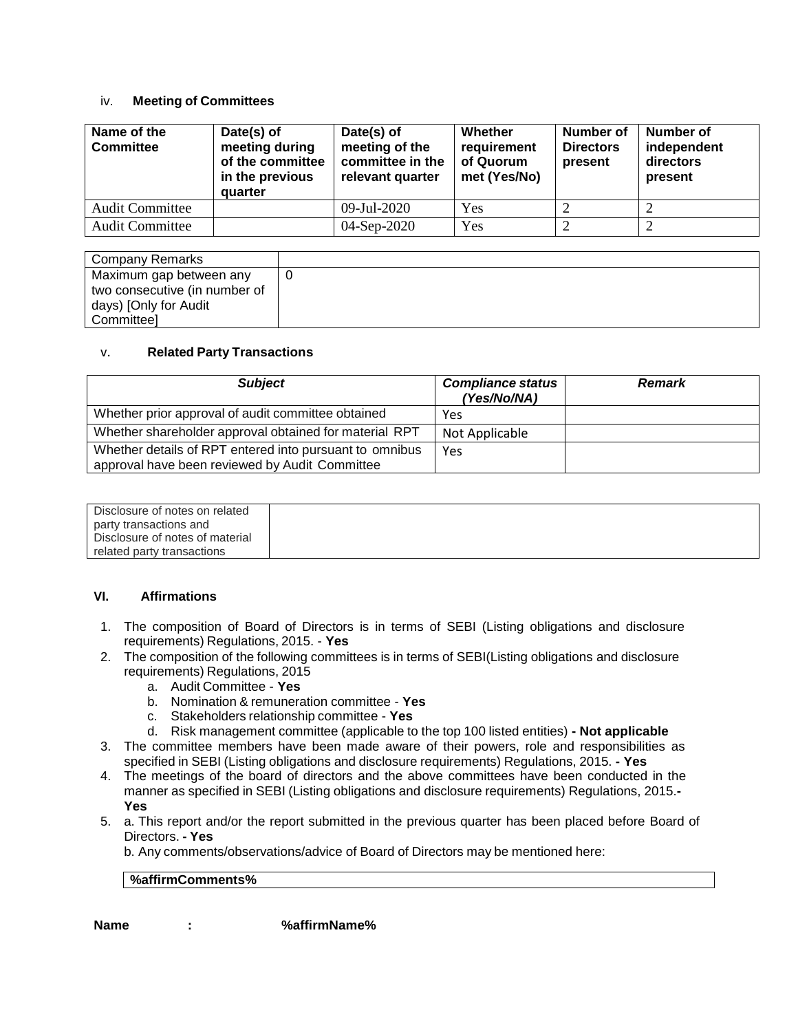iv. **Meeting of Committees**

| Name of the Committee | Date(s) of meeting during of the committee in the previous quarter | Date(s) of meeting of the committee in the relevant quarter | Whether requirement of Quorum met (Yes/No) | Number of Directors present | Number of independent directors present |
|---|---|---|---|---|---|
| Audit Committee | | 09-Jul-2020 | Yes | 2 | 2 |
| Audit Committee | | 04-Sep-2020 | Yes | 2 | 2 |

| Company Remarks | |
|---|---|
| Maximum gap between any two consecutive (in number of days) [Only for Audit Committee] | 0 |

v. **Related Party Transactions**

| *Subject* | *Compliance status (Yes/No/NA)* | *Remark* |
|---|---|---|
| Whether prior approval of audit committee obtained | Yes | |
| Whether shareholder approval obtained for material RPT | Not Applicable | |
| Whether details of RPT entered into pursuant to omnibus approval have been reviewed by Audit Committee | Yes | |

| Disclosure of notes on related party transactions and Disclosure of notes of material related party transactions | |
|---|---|

**VI. Affirmations**

1. The composition of Board of Directors is in terms of SEBI (Listing obligations and disclosure requirements) Regulations, 2015. - **Yes**
2. The composition of the following committees is in terms of SEBI(Listing obligations and disclosure requirements) Regulations, 2015
   a. Audit Committee - **Yes**
   b. Nomination & remuneration committee - **Yes**
   c. Stakeholders relationship committee - **Yes**
   d. Risk management committee (applicable to the top 100 listed entities) **- Not applicable**
3. The committee members have been made aware of their powers, role and responsibilities as specified in SEBI (Listing obligations and disclosure requirements) Regulations, 2015. **- Yes**
4. The meetings of the board of directors and the above committees have been conducted in the manner as specified in SEBI (Listing obligations and disclosure requirements) Regulations, 2015.**- Yes**
5. a. This report and/or the report submitted in the previous quarter has been placed before Board of Directors. **- Yes**

   b. Any comments/observations/advice of Board of Directors may be mentioned here:

   | **%affirmComments%** |
   |---|

**Name : %affirmName%**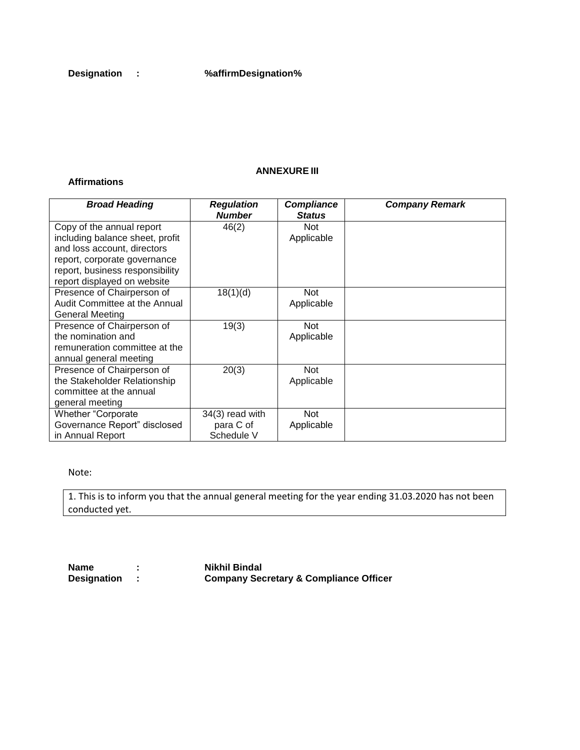**Designation : %affirmDesignation%**

**ANNEXURE III**

**Affirmations**

| ***Broad Heading*** | ***Regulation Number*** | ***Compliance Status*** | ***Company Remark*** |
|---|---|---|---|
| Copy of the annual report including balance sheet, profit and loss account, directors report, corporate governance report, business responsibility report displayed on website | 46(2) | Not Applicable | |
| Presence of Chairperson of Audit Committee at the Annual General Meeting | 18(1)(d) | Not Applicable | |
| Presence of Chairperson of the nomination and remuneration committee at the annual general meeting | 19(3) | Not Applicable | |
| Presence of Chairperson of the Stakeholder Relationship committee at the annual general meeting | 20(3) | Not Applicable | |
| Whether "Corporate Governance Report" disclosed in Annual Report | 34(3) read with para C of Schedule V | Not Applicable | |

Note:

1. This is to inform you that the annual general meeting for the year ending 31.03.2020 has not been conducted yet.

**Name : Nikhil Bindal**
**Designation : Company Secretary & Compliance Officer**